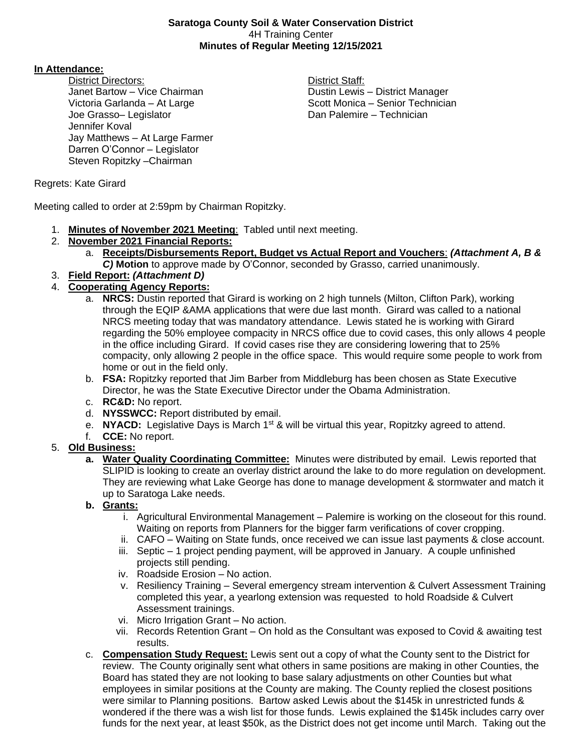**Saratoga County Soil & Water Conservation District**
4H Training Center
**Minutes of Regular Meeting 12/15/2021**

**In Attendance:**

District Directors:
Janet Bartow – Vice Chairman
Victoria Garlanda – At Large
Joe Grasso– Legislator
Jennifer Koval
Jay Matthews – At Large Farmer
Darren O'Connor – Legislator
Steven Ropitzky –Chairman

District Staff:
Dustin Lewis – District Manager
Scott Monica – Senior Technician
Dan Palemire – Technician

Regrets: Kate Girard

Meeting called to order at 2:59pm by Chairman Ropitzky.

1. **Minutes of November 2021 Meeting**: Tabled until next meeting.
2. **November 2021 Financial Reports:**
   a. **Receipts/Disbursements Report, Budget vs Actual Report and Vouchers**: ***(Attachment A, B & C)*** **Motion** to approve made by O'Connor, seconded by Grasso, carried unanimously.
3. **Field Report:** ***(Attachment D)***
4. **Cooperating Agency Reports:**
   a. **NRCS:** Dustin reported that Girard is working on 2 high tunnels (Milton, Clifton Park), working through the EQIP &AMA applications that were due last month. Girard was called to a national NRCS meeting today that was mandatory attendance. Lewis stated he is working with Girard regarding the 50% employee compacity in NRCS office due to covid cases, this only allows 4 people in the office including Girard. If covid cases rise they are considering lowering that to 25% compacity, only allowing 2 people in the office space. This would require some people to work from home or out in the field only.
   b. **FSA:** Ropitzky reported that Jim Barber from Middleburg has been chosen as State Executive Director, he was the State Executive Director under the Obama Administration.
   c. **RC&D:** No report.
   d. **NYSSWCC:** Report distributed by email.
   e. **NYACD:** Legislative Days is March 1st & will be virtual this year, Ropitzky agreed to attend.
   f. **CCE:** No report.
5. **Old Business:**
   a. **Water Quality Coordinating Committee:** Minutes were distributed by email. Lewis reported that SLIPID is looking to create an overlay district around the lake to do more regulation on development. They are reviewing what Lake George has done to manage development & stormwater and match it up to Saratoga Lake needs.
   b. **Grants:**
      i. Agricultural Environmental Management – Palemire is working on the closeout for this round. Waiting on reports from Planners for the bigger farm verifications of cover cropping.
      ii. CAFO – Waiting on State funds, once received we can issue last payments & close account.
      iii. Septic – 1 project pending payment, will be approved in January. A couple unfinished projects still pending.
      iv. Roadside Erosion – No action.
      v. Resiliency Training – Several emergency stream intervention & Culvert Assessment Training completed this year, a yearlong extension was requested to hold Roadside & Culvert Assessment trainings.
      vi. Micro Irrigation Grant – No action.
      vii. Records Retention Grant – On hold as the Consultant was exposed to Covid & awaiting test results.
   c. **Compensation Study Request:** Lewis sent out a copy of what the County sent to the District for review. The County originally sent what others in same positions are making in other Counties, the Board has stated they are not looking to base salary adjustments on other Counties but what employees in similar positions at the County are making. The County replied the closest positions were similar to Planning positions. Bartow asked Lewis about the $145k in unrestricted funds & wondered if the there was a wish list for those funds. Lewis explained the $145k includes carry over funds for the next year, at least $50k, as the District does not get income until March. Taking out the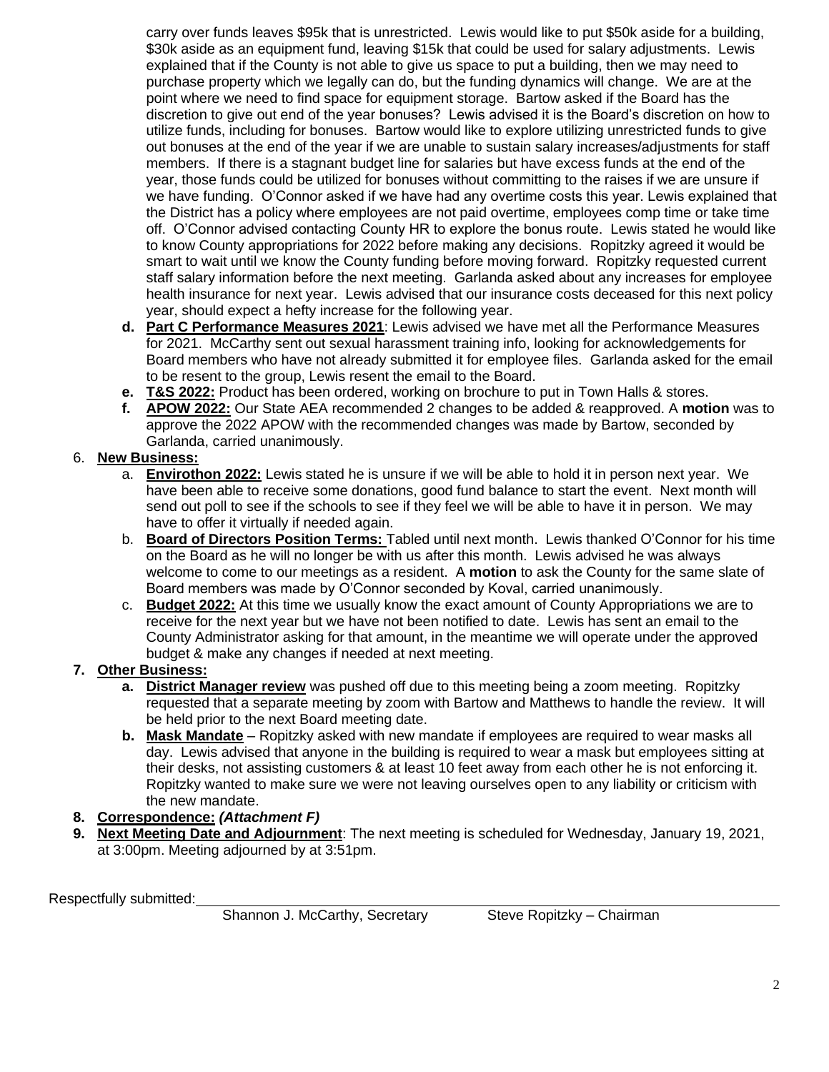carry over funds leaves $95k that is unrestricted. Lewis would like to put $50k aside for a building, $30k aside as an equipment fund, leaving $15k that could be used for salary adjustments. Lewis explained that if the County is not able to give us space to put a building, then we may need to purchase property which we legally can do, but the funding dynamics will change. We are at the point where we need to find space for equipment storage. Bartow asked if the Board has the discretion to give out end of the year bonuses? Lewis advised it is the Board's discretion on how to utilize funds, including for bonuses. Bartow would like to explore utilizing unrestricted funds to give out bonuses at the end of the year if we are unable to sustain salary increases/adjustments for staff members. If there is a stagnant budget line for salaries but have excess funds at the end of the year, those funds could be utilized for bonuses without committing to the raises if we are unsure if we have funding. O'Connor asked if we have had any overtime costs this year. Lewis explained that the District has a policy where employees are not paid overtime, employees comp time or take time off. O'Connor advised contacting County HR to explore the bonus route. Lewis stated he would like to know County appropriations for 2022 before making any decisions. Ropitzky agreed it would be smart to wait until we know the County funding before moving forward. Ropitzky requested current staff salary information before the next meeting. Garlanda asked about any increases for employee health insurance for next year. Lewis advised that our insurance costs deceased for this next policy year, should expect a hefty increase for the following year.

- **d. Part C Performance Measures 2021**: Lewis advised we have met all the Performance Measures for 2021. McCarthy sent out sexual harassment training info, looking for acknowledgements for Board members who have not already submitted it for employee files. Garlanda asked for the email to be resent to the group, Lewis resent the email to the Board.
- **e. T&S 2022:** Product has been ordered, working on brochure to put in Town Halls & stores.
- **f. APOW 2022:** Our State AEA recommended 2 changes to be added & reapproved. A **motion** was to approve the 2022 APOW with the recommended changes was made by Bartow, seconded by Garlanda, carried unanimously.

6. **New Business:**
   - a. **Envirothon 2022:** Lewis stated he is unsure if we will be able to hold it in person next year. We have been able to receive some donations, good fund balance to start the event. Next month will send out poll to see if the schools to see if they feel we will be able to have it in person. We may have to offer it virtually if needed again.
   - b. **Board of Directors Position Terms:** Tabled until next month. Lewis thanked O'Connor for his time on the Board as he will no longer be with us after this month. Lewis advised he was always welcome to come to our meetings as a resident. A **motion** to ask the County for the same slate of Board members was made by O'Connor seconded by Koval, carried unanimously.
   - c. **Budget 2022:** At this time we usually know the exact amount of County Appropriations we are to receive for the next year but we have not been notified to date. Lewis has sent an email to the County Administrator asking for that amount, in the meantime we will operate under the approved budget & make any changes if needed at next meeting.

7. **Other Business:**
   - **a. District Manager review** was pushed off due to this meeting being a zoom meeting. Ropitzky requested that a separate meeting by zoom with Bartow and Matthews to handle the review. It will be held prior to the next Board meeting date.
   - **b. Mask Mandate** – Ropitzky asked with new mandate if employees are required to wear masks all day. Lewis advised that anyone in the building is required to wear a mask but employees sitting at their desks, not assisting customers & at least 10 feet away from each other he is not enforcing it. Ropitzky wanted to make sure we were not leaving ourselves open to any liability or criticism with the new mandate.

8. **Correspondence:** ***(Attachment F)***
9. **Next Meeting Date and Adjournment**: The next meeting is scheduled for Wednesday, January 19, 2021, at 3:00pm. Meeting adjourned by at 3:51pm.

Respectfully submitted:

Shannon J. McCarthy, Secretary		Steve Ropitzky – Chairman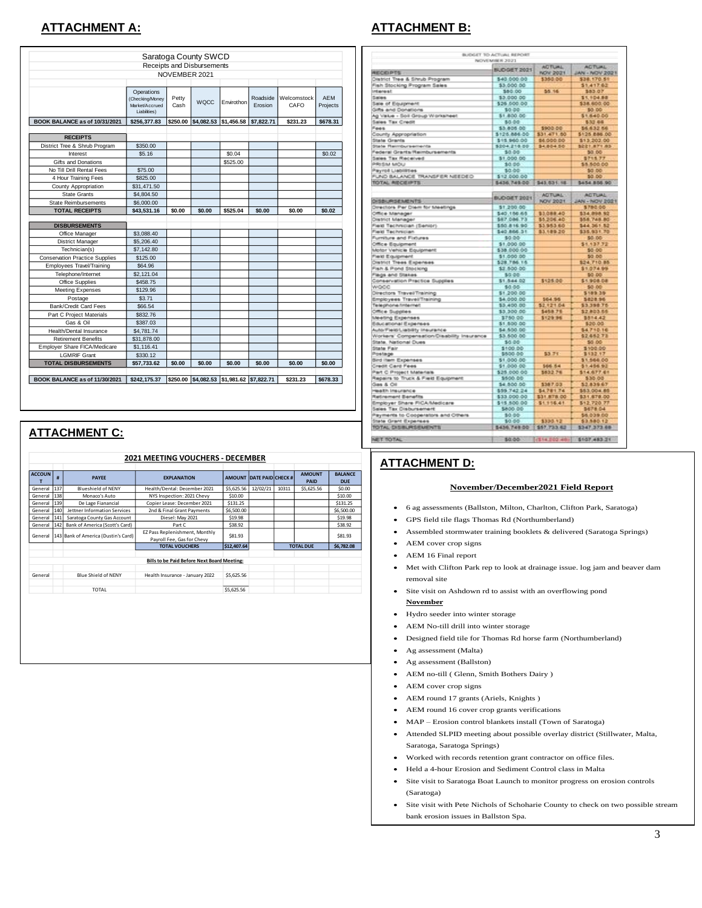## ATTACHMENT A:

| Saratoga County SWCD<br>Receipts and Disbursements<br>NOVEMBER 2021 | | | | | | | |
|---|---|---|---|---|---|---|---|
| | Operations (Checking/Money Market/Accrued Liabilities) | Petty Cash | WQCC | Envirothon | Roadside Erosion | Welcomstock CAFO | AEM Projects |
| **BOOK BALANCE as of 10/31/2021** | **$256,377.83** | **$250.00** | **$4,082.53** | **$1,456.58** | **$7,822.71** | **$231.23** | **$678.31** |
| **RECEIPTS** | | | | | | | |
| District Tree & Shrub Program | $350.00 | | | | | | |
| Interest | $5.16 | | | $0.04 | | | $0.02 |
| Gifts and Donations | | | | $525.00 | | | |
| No Till Drill Rental Fees | $75.00 | | | | | | |
| 4 Hour Training Fees | $825.00 | | | | | | |
| County Appropriation | $31,471.50 | | | | | | |
| State Grants | $4,804.50 | | | | | | |
| State Reimbursements | $6,000.00 | | | | | | |
| **TOTAL RECEIPTS** | **$43,531.16** | **$0.00** | **$0.00** | **$525.04** | **$0.00** | **$0.00** | **$0.02** |
| **DISBURSEMENTS** | | | | | | | |
| Office Manager | $3,088.40 | | | | | | |
| District Manager | $5,206.40 | | | | | | |
| Technician(s) | $7,142.80 | | | | | | |
| Conservation Practice Supplies | $125.00 | | | | | | |
| Employees Travel/Training | $64.96 | | | | | | |
| Telephone/Internet | $2,121.04 | | | | | | |
| Office Supplies | $458.75 | | | | | | |
| Meeting Expenses | $129.96 | | | | | | |
| Postage | $3.71 | | | | | | |
| Bank/Credit Card Fees | $66.54 | | | | | | |
| Part C Project Materials | $832.76 | | | | | | |
| Gas & Oil | $387.03 | | | | | | |
| Health/Dental Insurance | $4,781.74 | | | | | | |
| Retirement Benefits | $31,878.00 | | | | | | |
| Employer Share FICA/Medicare | $1,116.41 | | | | | | |
| LGMRIF Grant | $330.12 | | | | | | |
| **TOTAL DISBURSEMENTS** | **$57,733.62** | **$0.00** | **$0.00** | **$0.00** | **$0.00** | **$0.00** | **$0.00** |
| **BOOK BALANCE as of 11/30/2021** | **$242,175.37** | **$250.00** | **$4,082.53** | **$1,981.62** | **$7,822.71** | **$231.23** | **$678.33** |

## ATTACHMENT B:

BUDGET TO ACTUAL REPORT
NOVEMBER 2021

| RECEIPTS | BUDGET 2021 | ACTUAL NOV 2021 | ACTUAL JAN - NOV 2021 |
|---|---|---|---|
| District Tree & Shrub Program | $40,000.00 | $350.00 | $38,170.51 |
| Fish Stocking Program Sales | $3,000.00 | | $1,417.62 |
| Interest | $80.00 | $5.16 | $83.07 |
| Sales | $3,000.00 | | $1,104.88 |
| Sale of Equipment | $26,500.00 | | $38,600.00 |
| Gifts and Donations | $0.00 | | $0.00 |
| Ag Value - Soil Group Worksheet | $1,800.00 | | $1,640.00 |
| Sales Tax Credit | $0.00 | | $32.66 |
| Fees | $3,805.00 | $900.00 | $6,632.56 |
| County Appropriation | $125,886.00 | $31,471.50 | $125,886.00 |
| State Grants | $15,960.00 | $6,000.00 | $13,202.00 |
| State Reimbursements | $204,218.00 | $4,804.50 | $221,871.83 |
| Federal Grants/Reimbursements | $0.00 | | $0.00 |
| Sales Tax Received | $1,000.00 | | $715.77 |
| PRISM MOU | $0.00 | | $5,500.00 |
| Payroll Liabilities | $0.00 | | $0.00 |
| FUND BALANCE TRANSFER NEEDED | $12,000.00 | | $0.00 |
| TOTAL RECEIPTS | $436,749.00 | $43,531.16 | $454,856.90 |

| DISBURSEMENTS | BUDGET 2021 | ACTUAL NOV 2021 | ACTUAL JAN - NOV 2021 |
|---|---|---|---|
| Directors Per Diem for Meetings | $1,200.00 | | $790.00 |
| Office Manager | $40,156.65 | $3,088.40 | $34,898.92 |
| District Manager | $67,046.73 | $5,206.40 | $56,746.80 |
| Field Technician (Senior) | $50,816.90 | $3,953.60 | $44,361.52 |
| Field Technician | $40,866.31 | $3,189.20 | $35,931.70 |
| Furniture and Fixtures | $0.00 | | $0.00 |
| Office Equipment | $1,000.00 | | $1,137.72 |
| Motor Vehicle Equipment | $38,000.00 | | $0.00 |
| Field Equipment | $1,000.00 | | $0.00 |
| District Trees Expenses | $28,766.15 | | $24,710.85 |
| Fish & Pond Stocking | $2,500.00 | | $1,074.99 |
| Flags and Stakes | $0.00 | | $0.00 |
| Conservation Practice Supplies | $1,544.02 | $125.00 | $1,908.08 |
| WQCC | $0.00 | | $0.00 |
| Directors Travel/Training | $1,200.00 | | $189.39 |
| Employees Travel/Training | $4,000.00 | $64.96 | $828.96 |
| Telephone/Internet | $3,400.00 | $2,121.04 | $3,398.75 |
| Office Supplies | $3,300.00 | $458.75 | $2,803.55 |
| Meeting Expenses | $750.00 | $129.96 | $814.42 |
| Educational Expenses | $1,500.00 | | $20.00 |
| Auto/Field/Liability Insurance | $4,500.00 | | $4,710.16 |
| Workers' Compensation/Disability Insurance | $3,500.00 | | $2,652.73 |
| State, National Dues | $0.00 | | $0.00 |
| State Fair | $100.00 | | $100.00 |
| Postage | $500.00 | $3.71 | $132.17 |
| Bird Item Expenses | $1,000.00 | | $1,566.00 |
| Credit Card Fees | $1,000.00 | $66.54 | $1,456.92 |
| Part C Project Materials | $25,000.00 | $832.76 | $14,677.61 |
| Repairs to Truck & Field Equipment | $500.00 | | $30.00 |
| Gas & Oil | $4,500.00 | $387.03 | $2,839.67 |
| Health Insurance | $59,742.24 | $4,781.74 | $53,004.85 |
| Retirement Benefits | $33,000.00 | $31,878.00 | $31,878.00 |
| Employer Share FICA/Medicare | $15,500.00 | $1,116.41 | $12,720.77 |
| Sales Tax Disbursement | $800.00 | | $678.04 |
| Payments to Cooperators and Others | $0.00 | | $6,039.00 |
| State Grant Expenses | $0.00 | $330.12 | $3,580.12 |
| TOTAL DISBURSEMENTS | $436,749.00 | $57,733.62 | $347,373.69 |
| NET TOTAL | $0.00 | ($14,202.46) | $107,483.21 |

## ATTACHMENT C:

| 2021 MEETING VOUCHERS - DECEMBER | | | | | | | | |
|---|---|---|---|---|---|---|---|---|
| ACCOUNT | # | PAYEE | EXPLANATION | AMOUNT | DATE PAID | CHECK # | AMOUNT PAID | BALANCE DUE |
| General | 137 | Blueshield of NENY | Health/Dental: December 2021 | $5,625.56 | 12/02/21 | 10311 | $5,625.56 | $0.00 |
| General | 138 | Monaco's Auto | NYS Inspection: 2021 Chevy | $10.00 | | | | $10.00 |
| General | 139 | De Lage Fianancial | Copier Lease: December 2021 | $131.25 | | | | $131.25 |
| General | 140 | Jettner Information Services | 2nd & Final Grant Payments | $6,500.00 | | | | $6,500.00 |
| General | 141 | Saratoga County Gas Account | Diesel: May 2021 | $19.98 | | | | $19.98 |
| General | 142 | Bank of America (Scott's Card) | Part C | $38.92 | | | | $38.92 |
| General | 143 | Bank of America (Dustin's Card) | EZ Pass Replenishment, Monthly Payroll Fee, Gas for Chevy | $81.93 | | | | $81.93 |
| | | | **TOTAL VOUCHERS** | **$12,407.64** | | | **TOTAL DUE** | **$6,782.08** |
| | | | **Bills to be Paid Before Next Board Meeting:** | | | | | |
| General | | Blue Shield of NENY | Health Insurance - January 2022 | $5,625.56 | | | | |
| | | TOTAL | | $5,625.56 | | | | |

## ATTACHMENT D:

**November/December2021 Field Report**

- 6 ag assessments (Ballston, Milton, Charlton, Clifton Park, Saratoga)
- GPS field tile flags Thomas Rd (Northumberland)
- Assembled stormwater training booklets & delivered (Saratoga Springs)
- AEM cover crop signs
- AEM 16 Final report
- Met with Clifton Park rep to look at drainage issue. log jam and beaver dam removal site
- Site visit on Ashdown rd to assist with an overflowing pond

**November**

- Hydro seeder into winter storage
- AEM No-till drill into winter storage
- Designed field tile for Thomas Rd horse farm (Northumberland)
- Ag assessment (Malta)
- Ag assessment (Ballston)
- AEM no-till ( Glenn, Smith Bothers Dairy )
- AEM cover crop signs
- AEM round 17 grants (Ariels, Knights )
- AEM round 16 cover crop grants verifications
- MAP – Erosion control blankets install (Town of Saratoga)
- Attended SLPID meeting about possible overlay district (Stillwater, Malta, Saratoga, Saratoga Springs)
- Worked with records retention grant contractor on office files.
- Held a 4-hour Erosion and Sediment Control class in Malta
- Site visit to Saratoga Boat Launch to monitor progress on erosion controls (Saratoga)
- Site visit with Pete Nichols of Schoharie County to check on two possible stream bank erosion issues in Ballston Spa.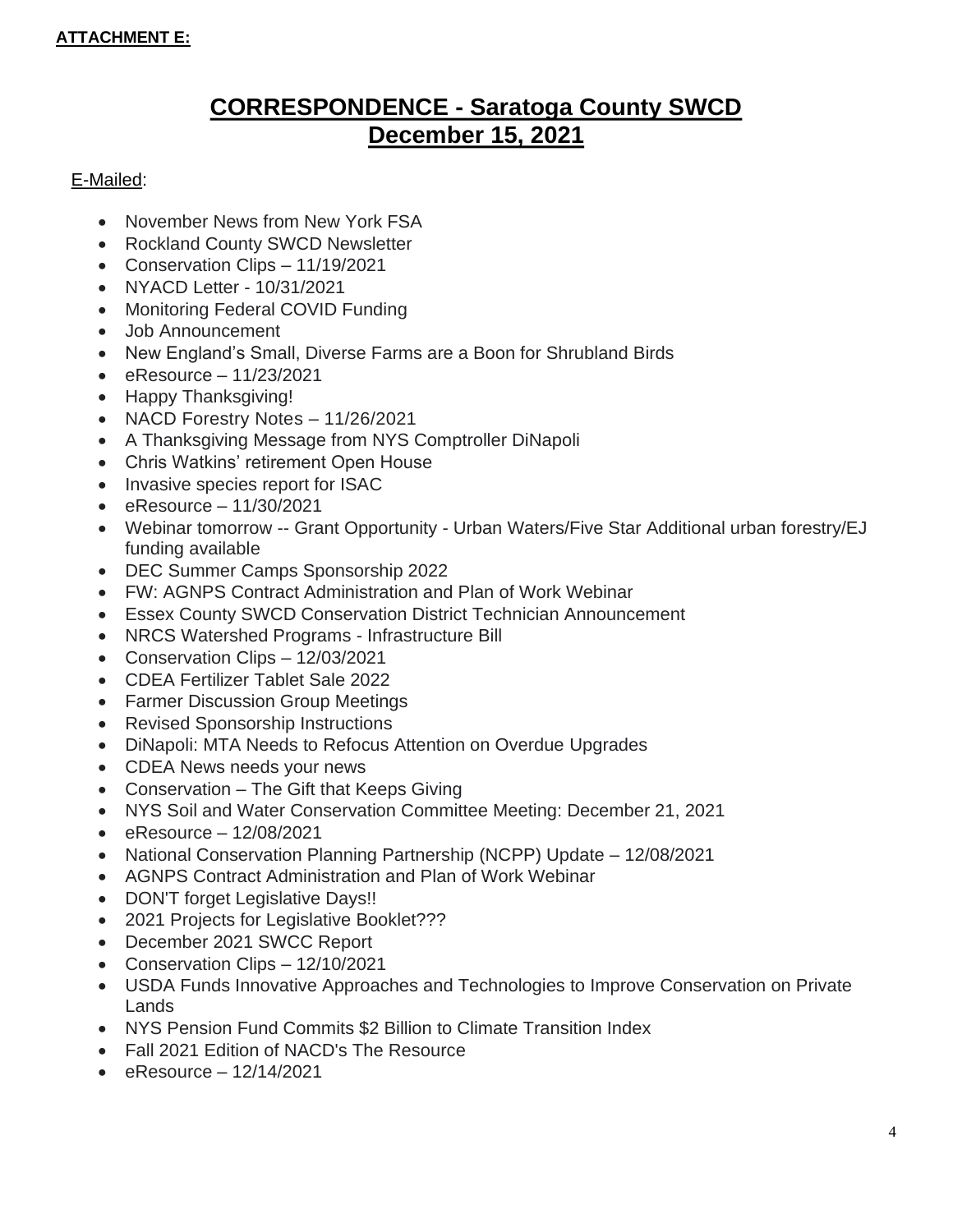**ATTACHMENT E:**

# CORRESPONDENCE - Saratoga County SWCD December 15, 2021

E-Mailed:

- November News from New York FSA
- Rockland County SWCD Newsletter
- Conservation Clips – 11/19/2021
- NYACD Letter - 10/31/2021
- Monitoring Federal COVID Funding
- Job Announcement
- New England's Small, Diverse Farms are a Boon for Shrubland Birds
- eResource – 11/23/2021
- Happy Thanksgiving!
- NACD Forestry Notes – 11/26/2021
- A Thanksgiving Message from NYS Comptroller DiNapoli
- Chris Watkins' retirement Open House
- Invasive species report for ISAC
- eResource – 11/30/2021
- Webinar tomorrow -- Grant Opportunity - Urban Waters/Five Star Additional urban forestry/EJ funding available
- DEC Summer Camps Sponsorship 2022
- FW: AGNPS Contract Administration and Plan of Work Webinar
- Essex County SWCD Conservation District Technician Announcement
- NRCS Watershed Programs - Infrastructure Bill
- Conservation Clips – 12/03/2021
- CDEA Fertilizer Tablet Sale 2022
- Farmer Discussion Group Meetings
- Revised Sponsorship Instructions
- DiNapoli: MTA Needs to Refocus Attention on Overdue Upgrades
- CDEA News needs your news
- Conservation – The Gift that Keeps Giving
- NYS Soil and Water Conservation Committee Meeting: December 21, 2021
- eResource – 12/08/2021
- National Conservation Planning Partnership (NCPP) Update – 12/08/2021
- AGNPS Contract Administration and Plan of Work Webinar
- DON'T forget Legislative Days!!
- 2021 Projects for Legislative Booklet???
- December 2021 SWCC Report
- Conservation Clips – 12/10/2021
- USDA Funds Innovative Approaches and Technologies to Improve Conservation on Private Lands
- NYS Pension Fund Commits $2 Billion to Climate Transition Index
- Fall 2021 Edition of NACD's The Resource
- eResource – 12/14/2021